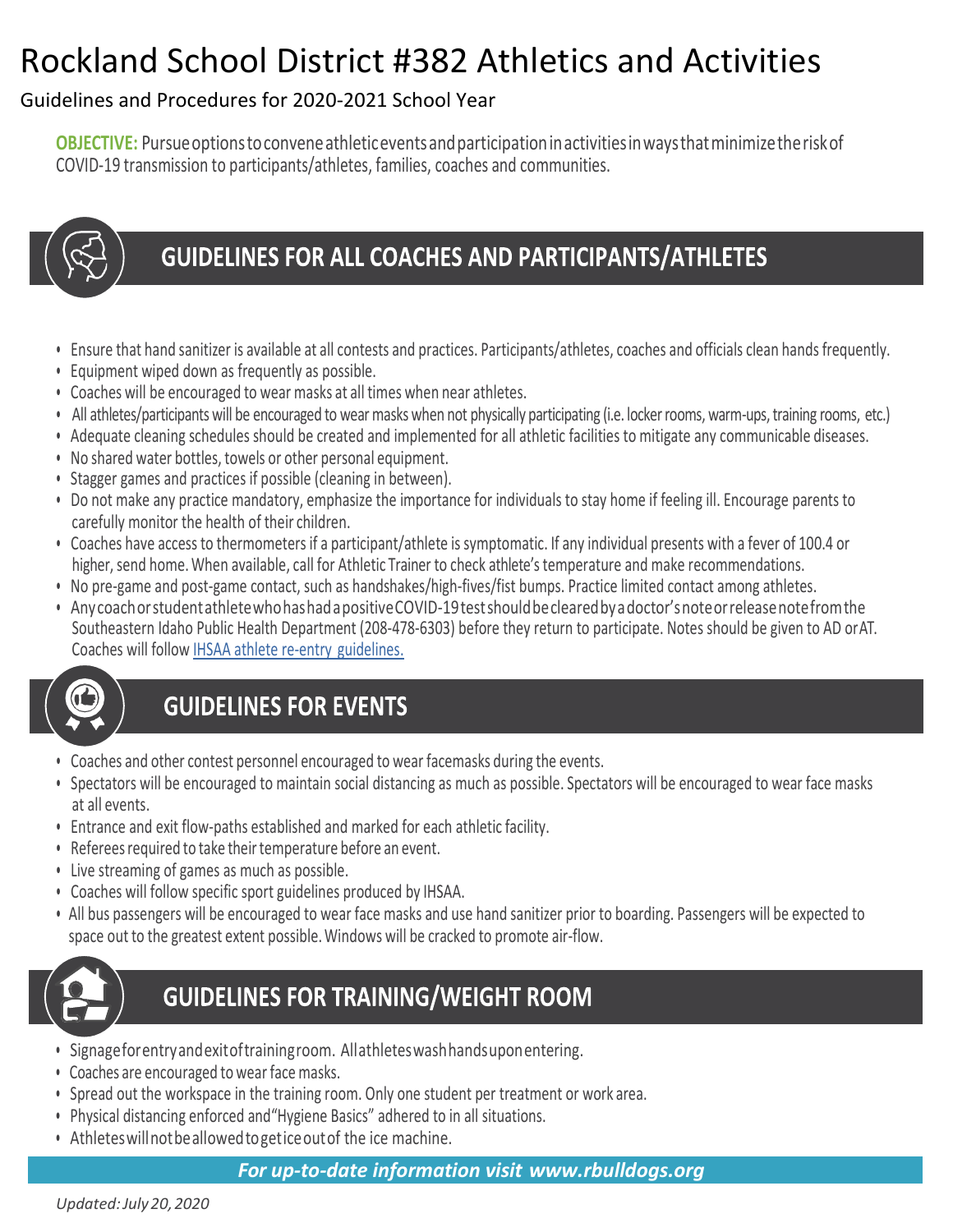# Rockland School District #382 Athletics and Activities

Guidelines and Procedures for 2020-2021 School Year

**OBJECTIVE:** Pursue options to convene athletic events and participation in activities in ways that minimize the risk of COVID-19 transmission to participants/athletes, families, coaches and communities.

## GUIDELINES FOR ALL COACHES AND PARTICIPANTS/ATHLETES

- Ensure that hand sanitizer is available at all contests and practices. Participants/athletes, coaches and officials clean hands frequently.
- Equipment wiped down as frequently as possible.
- Coaches will be encouraged to wear masks at all times when near athletes.
- All athletes/participants will be encouraged to wear masks when not physically participating (i.e. locker rooms, warm-ups, training rooms, etc.)
- Adequate cleaning schedules should be created and implemented for all athletic facilities to mitigate any communicable diseases.
- No shared water bottles, towels or other personal equipment.
- Stagger games and practices if possible (cleaning in between).
- Do not make any practice mandatory, emphasize the importance for individuals to stay home if feeling ill. Encourage parents to carefully monitor the health of their children.
- Coaches have access to thermometers if a participant/athlete is symptomatic. If any individual presents with a fever of 100.4 or higher, send home. When available, call for Athletic Trainer to check athlete's temperature and make recommendations.
- No pre-game and post-game contact, such as handshakes/high-fives/fist bumps. Practice limited contact among athletes.
- Any coach or student athlete who has had a positive COVID-19 test should be cleared by a doctor's note or release note from the Southeastern Idaho Public Health Department (208-478-6303) before they return to participate. Notes should be given to AD or AT. Coaches will follow IHSAA athlete re-entry guidelines.

## GUIDELINES FOR EVENTS

- Coaches and other contest personnel encouraged to wear facemasks during the events.
- Spectators will be encouraged to maintain social distancing as much as possible. Spectators will be encouraged to wear face masks at all events.
- Entrance and exit flow-paths established and marked for each athletic facility.
- Referees required to take their temperature before an event.
- Live streaming of games as much as possible.
- Coaches will follow specific sport guidelines produced by IHSAA.
- All bus passengers will be encouraged to wear face masks and use hand sanitizer prior to boarding. Passengers will be expected to space out to the greatest extent possible. Windows will be cracked to promote air-flow.

## GUIDELINES FOR TRAINING/WEIGHT ROOM

- Signage for entry and exit of training room. All athletes wash hands upon entering.
- Coaches are encouraged to wear face masks.
- Spread out the workspace in the training room. Only one student per treatment or work area.
- Physical distancing enforced and "Hygiene Basics" adhered to in all situations.
- Athletes will not be allowed to get ice out of the ice machine.

***For up-to-date information visit www.rbulldogs.org***

*Updated: July 20, 2020*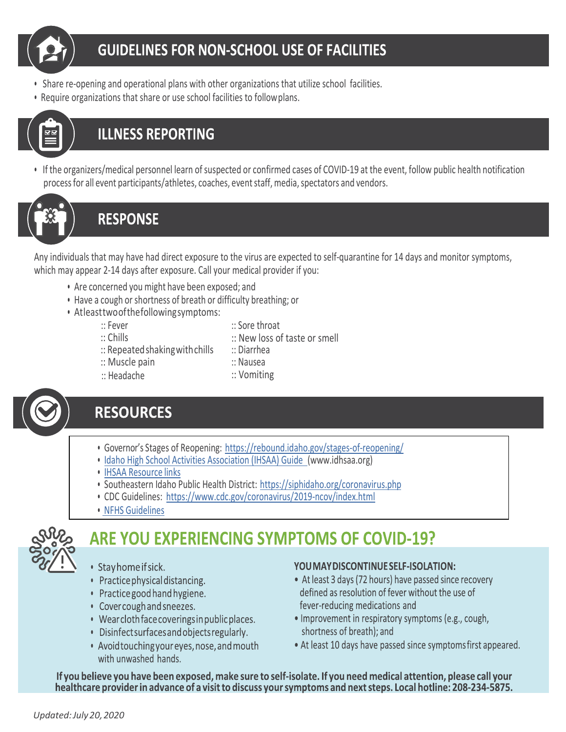## GUIDELINES FOR NON-SCHOOL USE OF FACILITIES

- Share re-opening and operational plans with other organizations that utilize school facilities.
- Require organizations that share or use school facilities to follow plans.

## ILLNESS REPORTING

- If the organizers/medical personnel learn of suspected or confirmed cases of COVID-19 at the event, follow public health notification process for all event participants/athletes, coaches, event staff, media, spectators and vendors.

## RESPONSE

Any individuals that may have had direct exposure to the virus are expected to self-quarantine for 14 days and monitor symptoms, which may appear 2-14 days after exposure. Call your medical provider if you:

- Are concerned you might have been exposed; and
- Have a cough or shortness of breath or difficulty breathing; or
- At least two of the following symptoms:
  - :: Fever
  - :: Chills
  - :: Repeated shaking with chills
  - :: Muscle pain
  - :: Headache
  - :: Sore throat
  - :: New loss of taste or smell
  - :: Diarrhea
  - :: Nausea
  - :: Vomiting

## RESOURCES

- Governor's Stages of Reopening: https://rebound.idaho.gov/stages-of-reopening/
- Idaho High School Activities Association (IHSAA) Guide (www.idhsaa.org)
- IHSAA Resource links
- Southeastern Idaho Public Health District: https://siphidaho.org/coronavirus.php
- CDC Guidelines: https://www.cdc.gov/coronavirus/2019-ncov/index.html
- NFHS Guidelines

## ARE YOU EXPERIENCING SYMPTOMS OF COVID-19?

- Stay home if sick.
- Practice physical distancing.
- Practice good hand hygiene.
- Cover cough and sneezes.
- Wear cloth face coverings in public places.
- Disinfect surfaces and objects regularly.
- Avoid touching your eyes, nose, and mouth with unwashed hands.

**YOU MAY DISCONTINUE SELF-ISOLATION:**

- At least 3 days (72 hours) have passed since recovery defined as resolution of fever without the use of fever-reducing medications and
- Improvement in respiratory symptoms (e.g., cough, shortness of breath); and
- At least 10 days have passed since symptoms first appeared.

**If you believe you have been exposed, make sure to self-isolate. If you need medical attention, please call your healthcare provider in advance of a visit to discuss your symptoms and next steps. Local hotline: 208-234-5875.**

*Updated: July 20, 2020*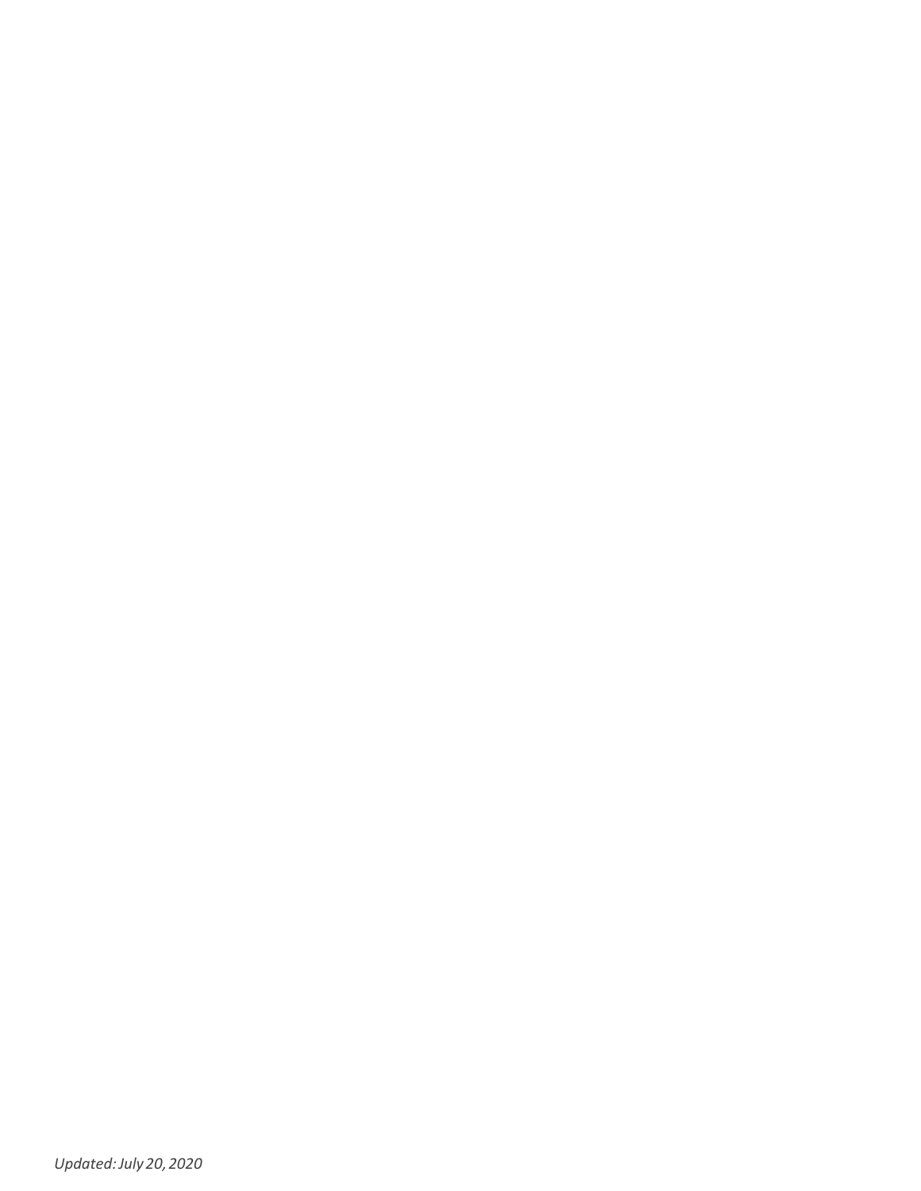*Updated: July 20, 2020*